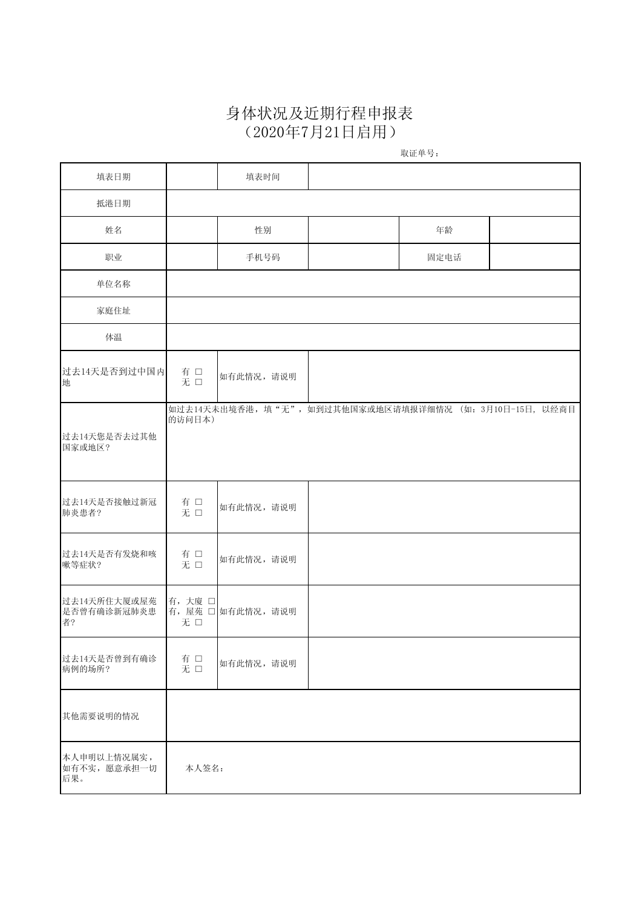# 身体状况及近期行程申报表

（2020年7月21日启用）

取证单号：

| 填表日期 | | 填表时间 | | | |
|---|---|---|---|---|---|
| 抵港日期 | | | | | |
| 姓名 | | 性别 | | 年龄 | |
| 职业 | | 手机号码 | | 固定电话 | |
| 单位名称 | | | | | |
| 家庭住址 | | | | | |
| 体温 | | | | | |
| 过去14天是否到过中国内地 | 有 □<br>无 □ | 如有此情况，请说明 | | | |
| 过去14天您是否去过其他国家或地区？ | 如过去14天未出境香港，填“无”，如到过其他国家或地区请填报详细情况 （如：3月10日-15日, 以经商目的访问日本） | | | | |
| 过去14天是否接触过新冠肺炎患者？ | 有 □<br>无 □ | 如有此情况，请说明 | | | |
| 过去14天是否有发烧和咳嗽等症状？ | 有 □<br>无 □ | 如有此情况，请说明 | | | |
| 过去14天所住大厦或屋苑是否曾有确诊新冠肺炎患者？ | 有，大廈 □<br>有，屋苑 □<br>无 □ | 如有此情况，请说明 | | | |
| 过去14天是否曾到有确诊病例的场所？ | 有 □<br>无 □ | 如有此情况，请说明 | | | |
| 其他需要说明的情况 | | | | | |
| 本人申明以上情况属实，如有不实，愿意承担一切后果。 | 本人签名： | | | | |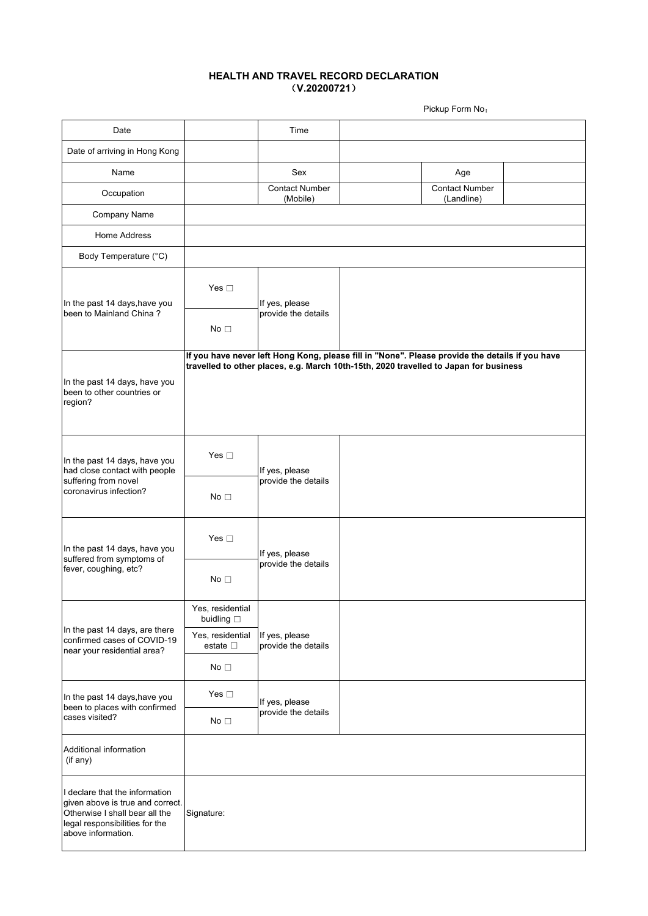# HEALTH AND TRAVEL RECORD DECLARATION
**（V.20200721）**

Pickup Form No：

| | | | | | |
|---|---|---|---|---|---|
| Date | | Time | | | |
| Date of arriving in Hong Kong | | | | | |
| Name | | Sex | | Age | |
| Occupation | | Contact Number (Mobile) | | Contact Number (Landline) | |
| Company Name | | | | | |
| Home Address | | | | | |
| Body Temperature (°C) | | | | | |
| In the past 14 days,have you been to Mainland China ? | Yes □ | If yes, please provide the details | | | |
| | No □ | | | | |
| In the past 14 days, have you been to other countries or region? | **If you have never left Hong Kong, please fill in "None". Please provide the details if you have travelled to other places, e.g. March 10th-15th, 2020 travelled to Japan for business** | | | | |
| In the past 14 days, have you had close contact with people suffering from novel coronavirus infection? | Yes □ | If yes, please provide the details | | | |
| | No □ | | | | |
| In the past 14 days, have you suffered from symptoms of fever, coughing, etc? | Yes □ | If yes, please provide the details | | | |
| | No □ | | | | |
| In the past 14 days, are there confirmed cases of COVID-19 near your residential area? | Yes, residential buidling □ | If yes, please provide the details | | | |
| | Yes, residential estate □ | | | | |
| | No □ | | | | |
| In the past 14 days,have you been to places with confirmed cases visited? | Yes □ | If yes, please provide the details | | | |
| | No □ | | | | |
| Additional information (if any) | | | | | |
| I declare that the information given above is true and correct. Otherwise I shall bear all the legal responsibilities for the above information. | Signature: | | | | |